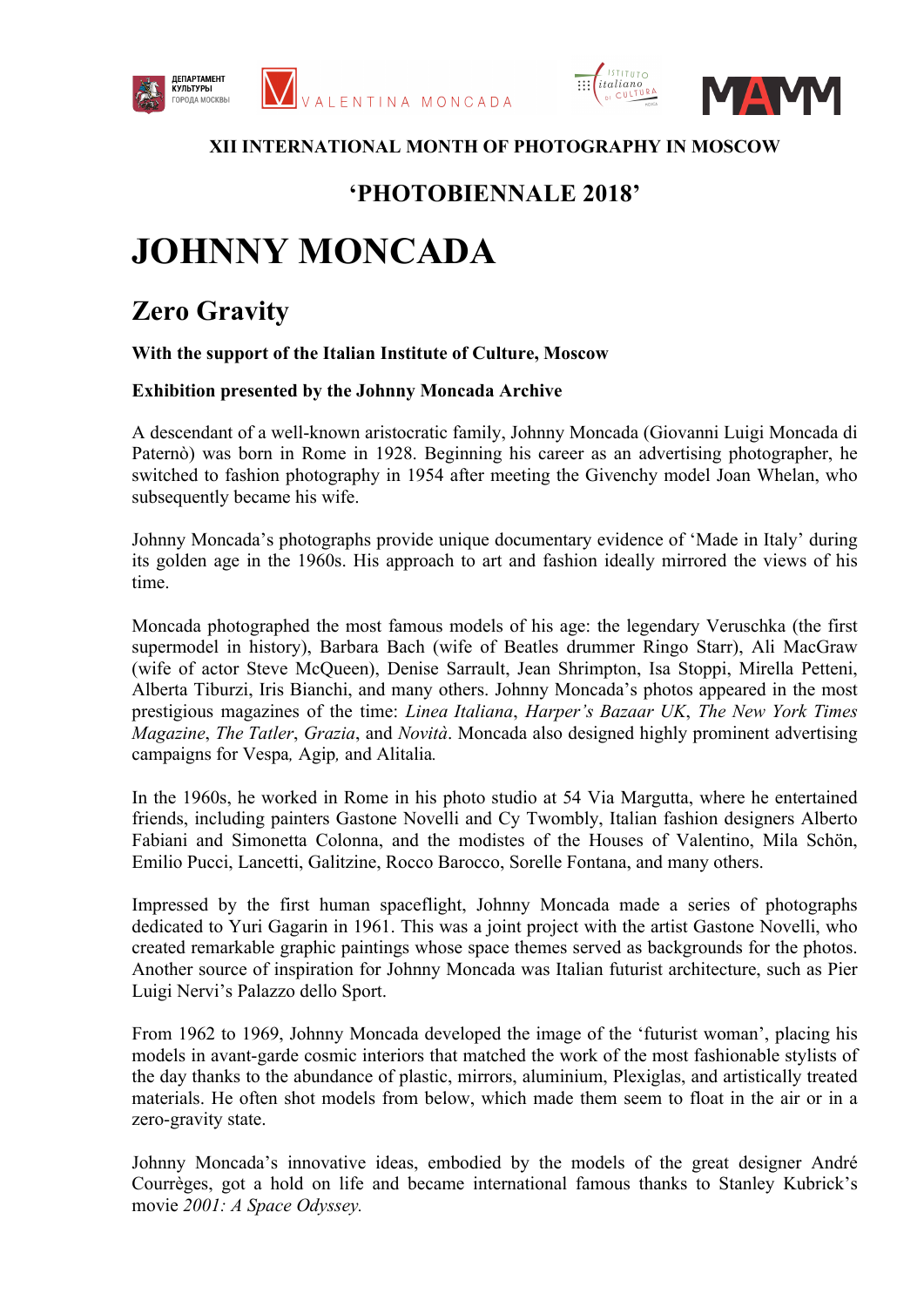**XII INTERNATIONAL MONTH OF PHOTOGRAPHY IN MOSCOW**

**'PHOTOBIENNALE 2018'**

# JOHNNY MONCADA

## Zero Gravity

**With the support of the Italian Institute of Culture, Moscow**

**Exhibition presented by the Johnny Moncada Archive**

A descendant of a well-known aristocratic family, Johnny Moncada (Giovanni Luigi Moncada di Paternò) was born in Rome in 1928. Beginning his career as an advertising photographer, he switched to fashion photography in 1954 after meeting the Givenchy model Joan Whelan, who subsequently became his wife.

Johnny Moncada's photographs provide unique documentary evidence of 'Made in Italy' during its golden age in the 1960s. His approach to art and fashion ideally mirrored the views of his time.

Moncada photographed the most famous models of his age: the legendary Veruschka (the first supermodel in history), Barbara Bach (wife of Beatles drummer Ringo Starr), Ali MacGraw (wife of actor Steve McQueen), Denise Sarrault, Jean Shrimpton, Isa Stoppi, Mirella Petteni, Alberta Tiburzi, Iris Bianchi, and many others. Johnny Moncada's photos appeared in the most prestigious magazines of the time: *Linea Italiana*, *Harper's Bazaar UK*, *The New York Times Magazine*, *The Tatler*, *Grazia*, and *Novità*. Moncada also designed highly prominent advertising campaigns for Vespa*,* Agip*,* and Alitalia*.*

In the 1960s, he worked in Rome in his photo studio at 54 Via Margutta, where he entertained friends, including painters Gastone Novelli and Cy Twombly, Italian fashion designers Alberto Fabiani and Simonetta Colonna, and the modistes of the Houses of Valentino, Mila Schön, Emilio Pucci, Lancetti, Galitzine, Rocco Barocco, Sorelle Fontana, and many others.

Impressed by the first human spaceflight, Johnny Moncada made a series of photographs dedicated to Yuri Gagarin in 1961. This was a joint project with the artist Gastone Novelli, who created remarkable graphic paintings whose space themes served as backgrounds for the photos. Another source of inspiration for Johnny Moncada was Italian futurist architecture, such as Pier Luigi Nervi's Palazzo dello Sport.

From 1962 to 1969, Johnny Moncada developed the image of the 'futurist woman', placing his models in avant-garde cosmic interiors that matched the work of the most fashionable stylists of the day thanks to the abundance of plastic, mirrors, aluminium, Plexiglas, and artistically treated materials. He often shot models from below, which made them seem to float in the air or in a zero-gravity state.

Johnny Moncada's innovative ideas, embodied by the models of the great designer André Courrèges, got a hold on life and became international famous thanks to Stanley Kubrick's movie *2001: A Space Odyssey.*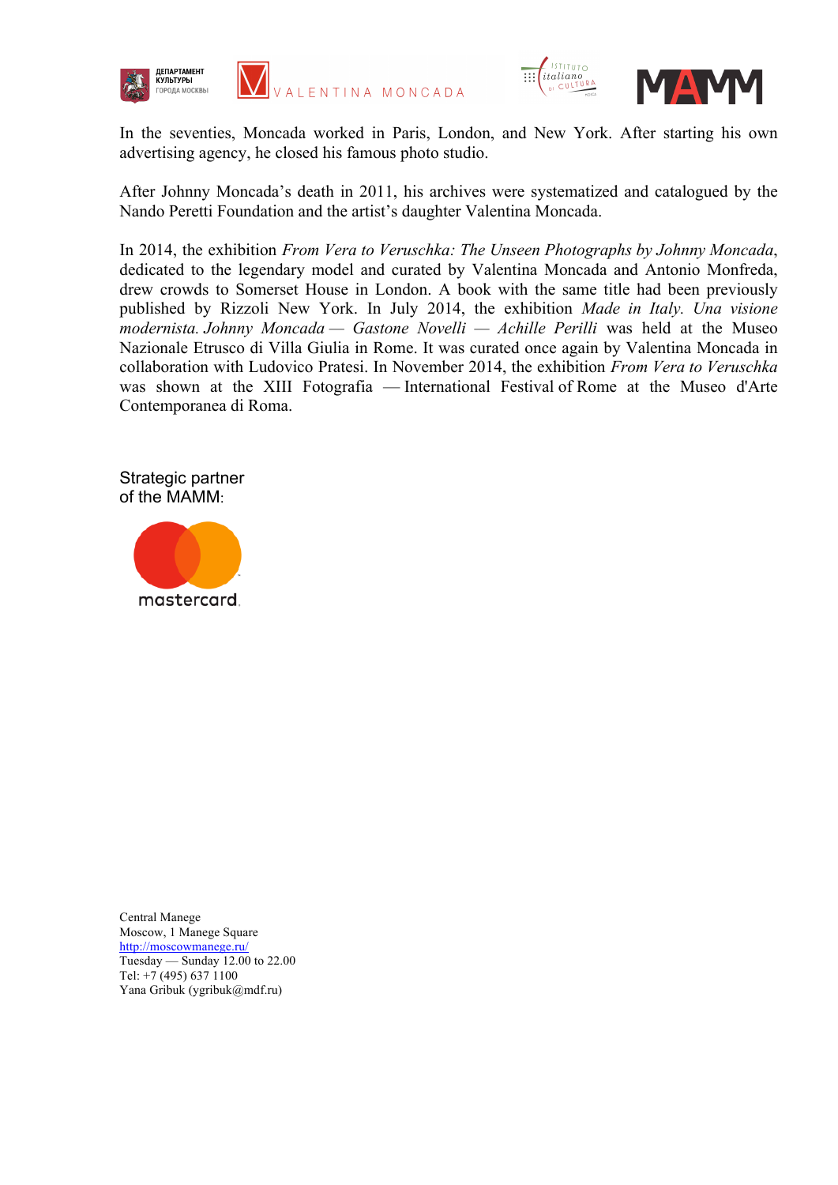In the seventies, Moncada worked in Paris, London, and New York. After starting his own advertising agency, he closed his famous photo studio.

After Johnny Moncada's death in 2011, his archives were systematized and catalogued by the Nando Peretti Foundation and the artist's daughter Valentina Moncada.

In 2014, the exhibition *From Vera to Veruschka: The Unseen Photographs by Johnny Moncada*, dedicated to the legendary model and curated by Valentina Moncada and Antonio Monfreda, drew crowds to Somerset House in London. A book with the same title had been previously published by Rizzoli New York. In July 2014, the exhibition *Made in Italy. Una visione modernista. Johnny Moncada — Gastone Novelli — Achille Perilli* was held at the Museo Nazionale Etrusco di Villa Giulia in Rome. It was curated once again by Valentina Moncada in collaboration with Ludovico Pratesi. In November 2014, the exhibition *From Vera to Veruschka* was shown at the XIII Fotografia — International Festival of Rome at the Museo d'Arte Contemporanea di Roma.

Strategic partner
of the MAMM:

mastercard.

Central Manege
Moscow, 1 Manege Square
http://moscowmanege.ru/
Tuesday — Sunday 12.00 to 22.00
Tel: +7 (495) 637 1100
Yana Gribuk (ygribuk@mdf.ru)